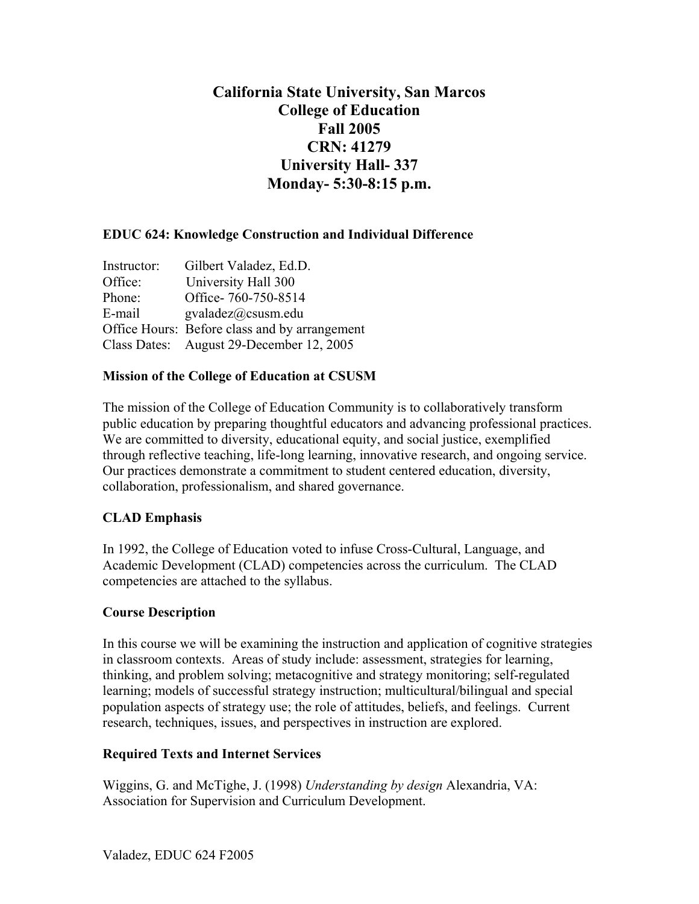# California State University, San Marcos
# College of Education
# Fall 2005
# CRN: 41279
# University Hall- 337
# Monday- 5:30-8:15 p.m.

**EDUC 624: Knowledge Construction and Individual Difference**

Instructor: Gilbert Valadez, Ed.D.
Office: University Hall 300
Phone: Office- 760-750-8514
E-mail gvaladez@csusm.edu
Office Hours: Before class and by arrangement
Class Dates: August 29-December 12, 2005

**Mission of the College of Education at CSUSM**

The mission of the College of Education Community is to collaboratively transform public education by preparing thoughtful educators and advancing professional practices. We are committed to diversity, educational equity, and social justice, exemplified through reflective teaching, life-long learning, innovative research, and ongoing service. Our practices demonstrate a commitment to student centered education, diversity, collaboration, professionalism, and shared governance.

**CLAD Emphasis**

In 1992, the College of Education voted to infuse Cross-Cultural, Language, and Academic Development (CLAD) competencies across the curriculum. The CLAD competencies are attached to the syllabus.

**Course Description**

In this course we will be examining the instruction and application of cognitive strategies in classroom contexts. Areas of study include: assessment, strategies for learning, thinking, and problem solving; metacognitive and strategy monitoring; self-regulated learning; models of successful strategy instruction; multicultural/bilingual and special population aspects of strategy use; the role of attitudes, beliefs, and feelings. Current research, techniques, issues, and perspectives in instruction are explored.

**Required Texts and Internet Services**

Wiggins, G. and McTighe, J. (1998) *Understanding by design* Alexandria, VA: Association for Supervision and Curriculum Development.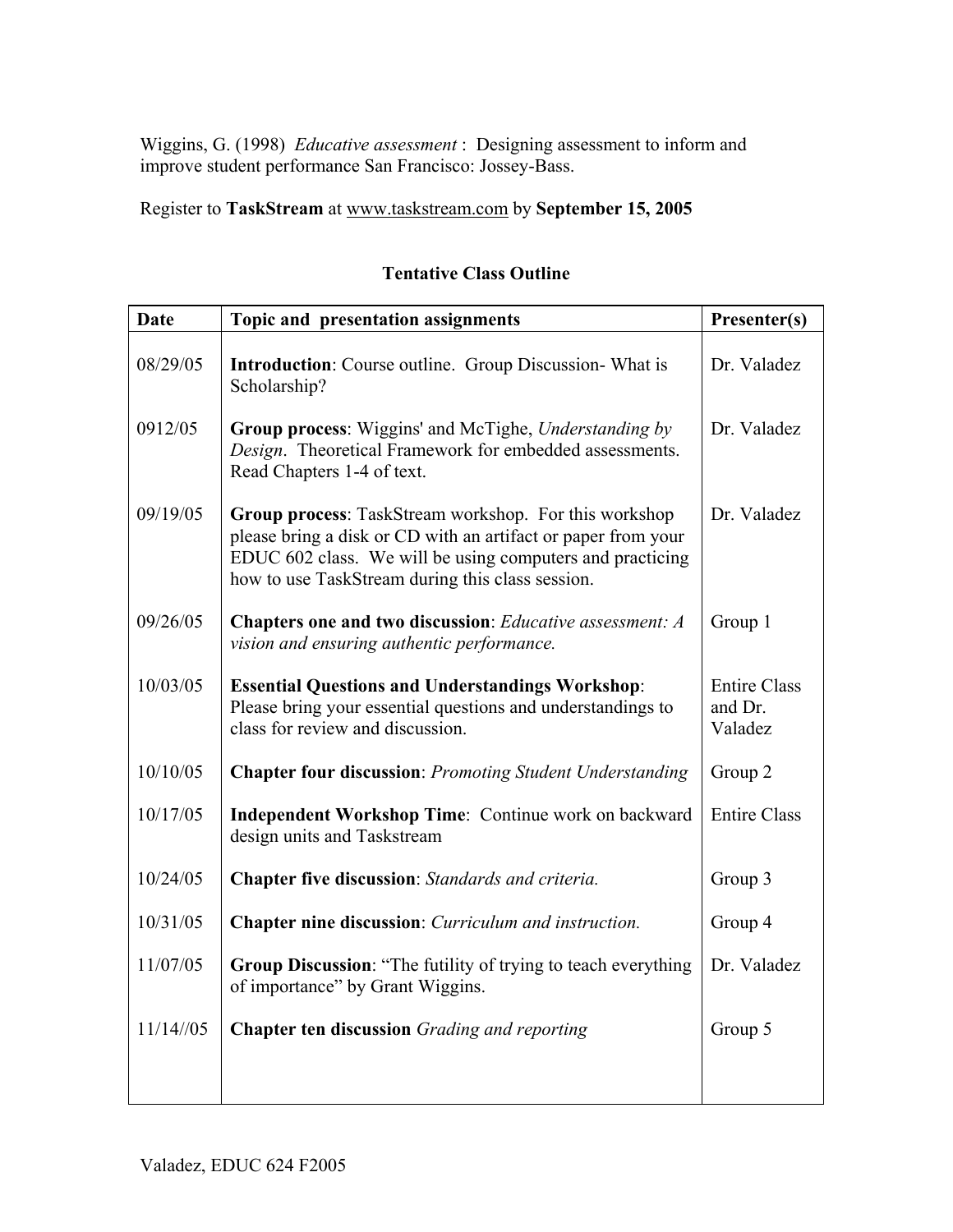Wiggins, G. (1998) *Educative assessment* : Designing assessment to inform and improve student performance San Francisco: Jossey-Bass.

Register to **TaskStream** at www.taskstream.com by **September 15, 2005**

**Tentative Class Outline**

| Date | Topic and presentation assignments | Presenter(s) |
|---|---|---|
| 08/29/05 | **Introduction**: Course outline. Group Discussion- What is Scholarship? | Dr. Valadez |
| 0912/05 | **Group process**: Wiggins' and McTighe, *Understanding by Design*. Theoretical Framework for embedded assessments. Read Chapters 1-4 of text. | Dr. Valadez |
| 09/19/05 | **Group process**: TaskStream workshop. For this workshop please bring a disk or CD with an artifact or paper from your EDUC 602 class. We will be using computers and practicing how to use TaskStream during this class session. | Dr. Valadez |
| 09/26/05 | **Chapters one and two discussion**: *Educative assessment: A vision and ensuring authentic performance.* | Group 1 |
| 10/03/05 | **Essential Questions and Understandings Workshop**: Please bring your essential questions and understandings to class for review and discussion. | Entire Class and Dr. Valadez |
| 10/10/05 | **Chapter four discussion**: *Promoting Student Understanding* | Group 2 |
| 10/17/05 | **Independent Workshop Time**: Continue work on backward design units and Taskstream | Entire Class |
| 10/24/05 | **Chapter five discussion**: *Standards and criteria.* | Group 3 |
| 10/31/05 | **Chapter nine discussion**: *Curriculum and instruction.* | Group 4 |
| 11/07/05 | **Group Discussion**: "The futility of trying to teach everything of importance" by Grant Wiggins. | Dr. Valadez |
| 11/14//05 | **Chapter ten discussion** *Grading and reporting* | Group 5 |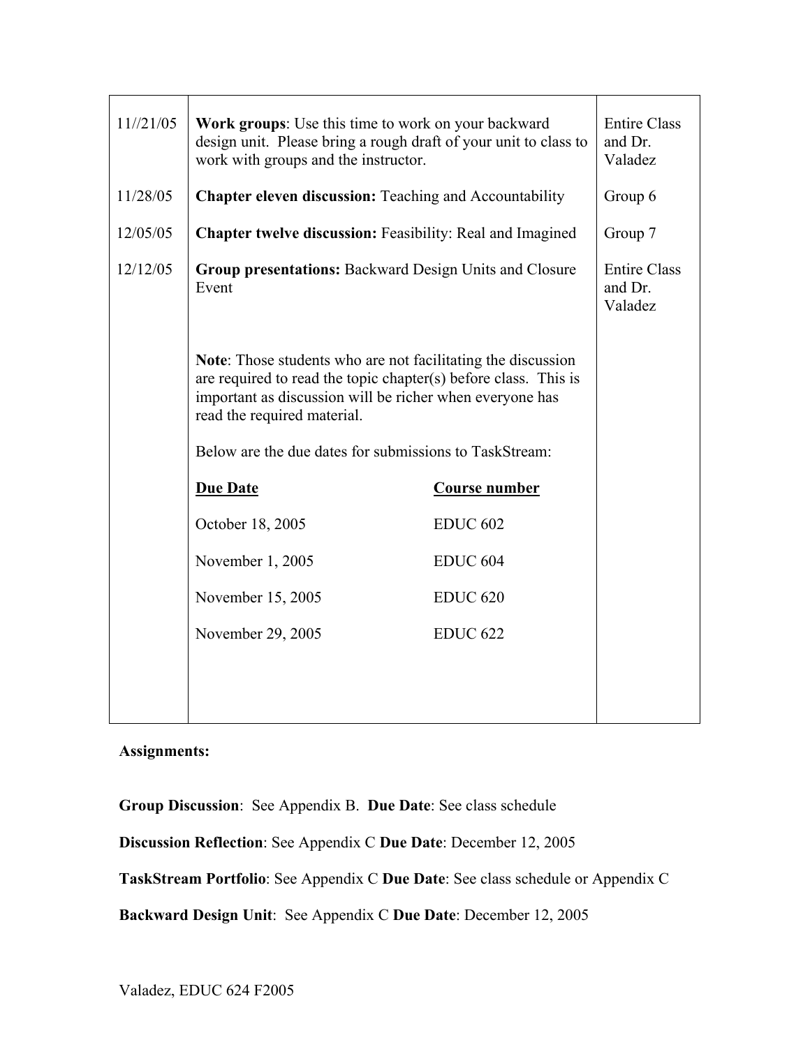| | | |
|---|---|---|
| 11//21/05 | **Work groups**: Use this time to work on your backward design unit. Please bring a rough draft of your unit to class to work with groups and the instructor. | Entire Class and Dr. Valadez |
| 11/28/05 | **Chapter eleven discussion:** Teaching and Accountability | Group 6 |
| 12/05/05 | **Chapter twelve discussion:** Feasibility: Real and Imagined | Group 7 |
| 12/12/05 | **Group presentations:** Backward Design Units and Closure Event | Entire Class and Dr. Valadez |

**Note**: Those students who are not facilitating the discussion are required to read the topic chapter(s) before class. This is important as discussion will be richer when everyone has read the required material.

Below are the due dates for submissions to TaskStream:

| Due Date | Course number |
|---|---|
| October 18, 2005 | EDUC 602 |
| November 1, 2005 | EDUC 604 |
| November 15, 2005 | EDUC 620 |
| November 29, 2005 | EDUC 622 |

**Assignments:**

**Group Discussion**: See Appendix B. **Due Date**: See class schedule

**Discussion Reflection**: See Appendix C **Due Date**: December 12, 2005

**TaskStream Portfolio**: See Appendix C **Due Date**: See class schedule or Appendix C

**Backward Design Unit**: See Appendix C **Due Date**: December 12, 2005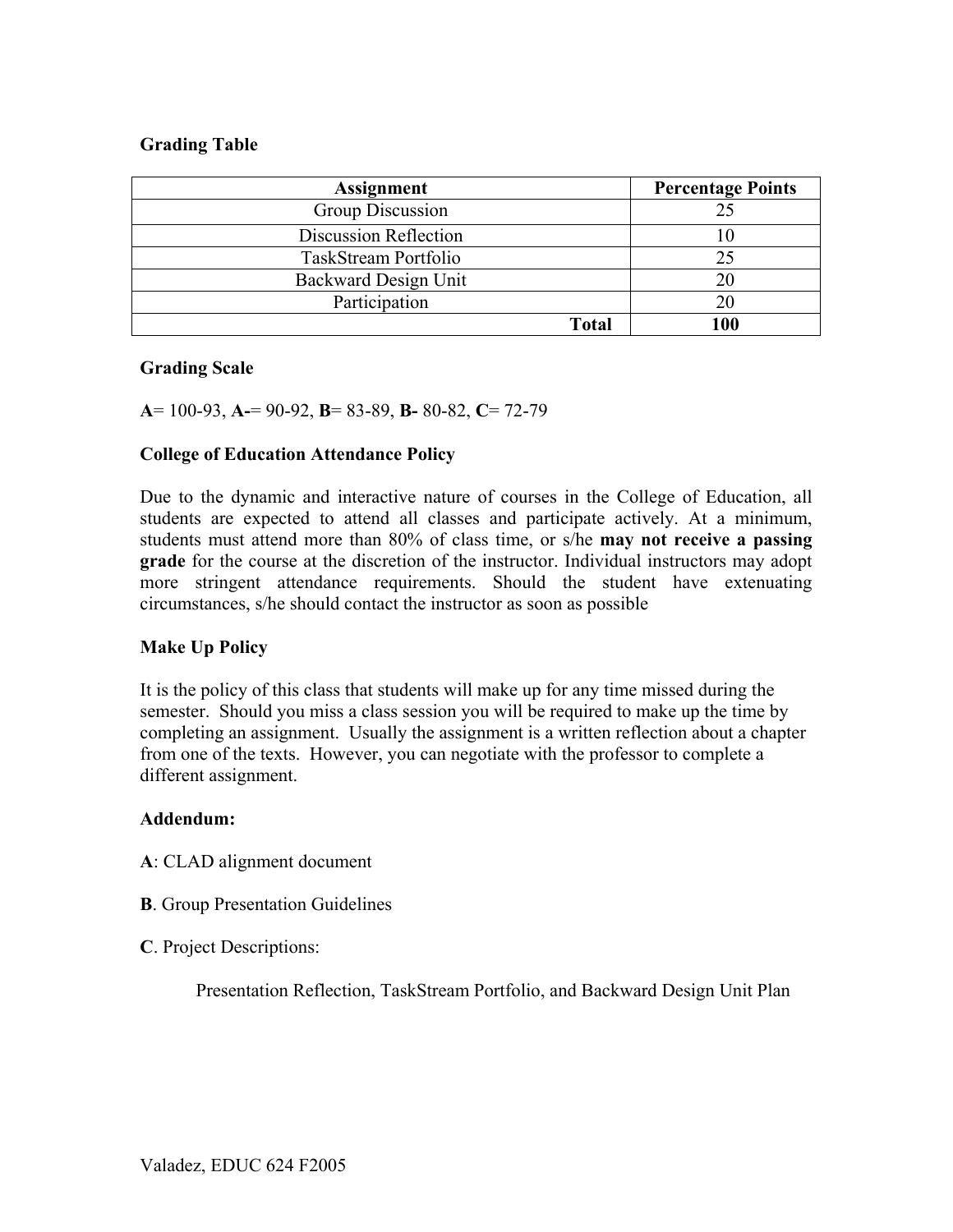**Grading Table**

| Assignment | Percentage Points |
|---|---|
| Group Discussion | 25 |
| Discussion Reflection | 10 |
| TaskStream Portfolio | 25 |
| Backward Design Unit | 20 |
| Participation | 20 |
| **Total** | **100** |

**Grading Scale**

**A**= 100-93, **A-**= 90-92, **B**= 83-89, **B-** 80-82, **C**= 72-79

**College of Education Attendance Policy**

Due to the dynamic and interactive nature of courses in the College of Education, all students are expected to attend all classes and participate actively. At a minimum, students must attend more than 80% of class time, or s/he **may not receive a passing grade** for the course at the discretion of the instructor. Individual instructors may adopt more stringent attendance requirements. Should the student have extenuating circumstances, s/he should contact the instructor as soon as possible

**Make Up Policy**

It is the policy of this class that students will make up for any time missed during the semester. Should you miss a class session you will be required to make up the time by completing an assignment. Usually the assignment is a written reflection about a chapter from one of the texts. However, you can negotiate with the professor to complete a different assignment.

**Addendum:**

**A**: CLAD alignment document

**B**. Group Presentation Guidelines

**C**. Project Descriptions:

Presentation Reflection, TaskStream Portfolio, and Backward Design Unit Plan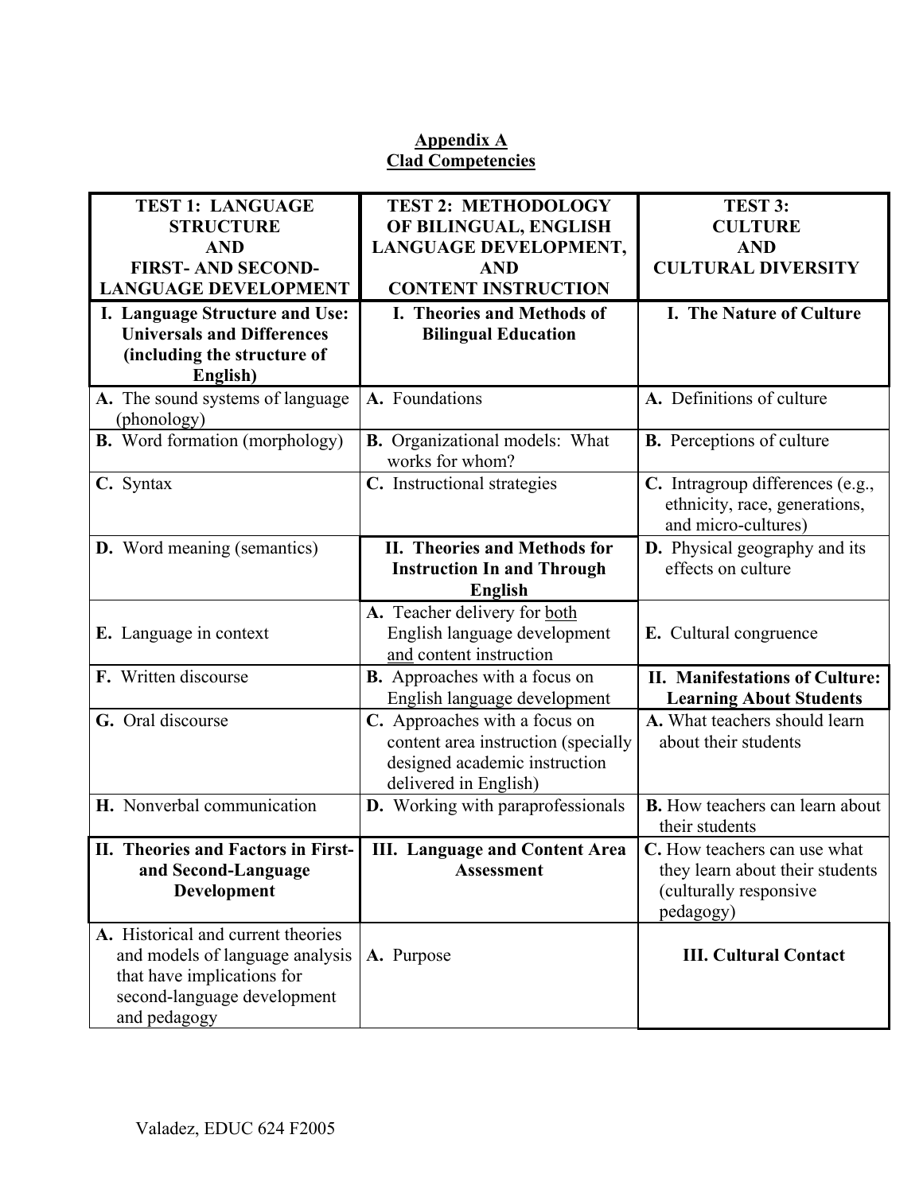## Appendix A
## Clad Competencies

| TEST 1: LANGUAGE STRUCTURE AND FIRST- AND SECOND-LANGUAGE DEVELOPMENT | TEST 2: METHODOLOGY OF BILINGUAL, ENGLISH LANGUAGE DEVELOPMENT, AND CONTENT INSTRUCTION | TEST 3: CULTURE AND CULTURAL DIVERSITY |
|---|---|---|
| **I. Language Structure and Use: Universals and Differences (including the structure of English)** | **I. Theories and Methods of Bilingual Education** | **I. The Nature of Culture** |
| **A.** The sound systems of language (phonology) | **A.** Foundations | **A.** Definitions of culture |
| **B.** Word formation (morphology) | **B.** Organizational models: What works for whom? | **B.** Perceptions of culture |
| **C.** Syntax | **C.** Instructional strategies | **C.** Intragroup differences (e.g., ethnicity, race, generations, and micro-cultures) |
| **D.** Word meaning (semantics) | **II. Theories and Methods for Instruction In and Through English** | **D.** Physical geography and its effects on culture |
| **E.** Language in context | **A.** Teacher delivery for both English language development and content instruction | **E.** Cultural congruence |
| **F.** Written discourse | **B.** Approaches with a focus on English language development | **II. Manifestations of Culture: Learning About Students** |
| **G.** Oral discourse | **C.** Approaches with a focus on content area instruction (specially designed academic instruction delivered in English) | **A.** What teachers should learn about their students |
| **H.** Nonverbal communication | **D.** Working with paraprofessionals | **B.** How teachers can learn about their students |
| **II. Theories and Factors in First- and Second-Language Development** | **III. Language and Content Area Assessment** | **C.** How teachers can use what they learn about their students (culturally responsive pedagogy) |
| **A.** Historical and current theories and models of language analysis that have implications for second-language development and pedagogy | **A.** Purpose | **III. Cultural Contact** |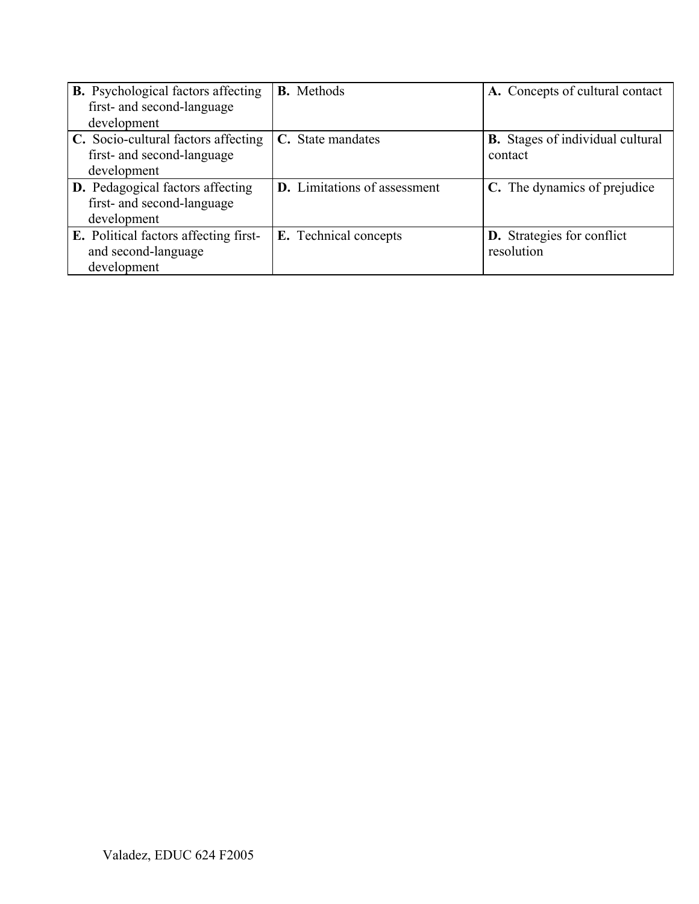| **B.** Psychological factors affecting first- and second-language development | **B.** Methods | **A.** Concepts of cultural contact |
| --- | --- | --- |
| **C.** Socio-cultural factors affecting first- and second-language development | **C.** State mandates | **B.** Stages of individual cultural contact |
| **D.** Pedagogical factors affecting first- and second-language development | **D.** Limitations of assessment | **C.** The dynamics of prejudice |
| **E.** Political factors affecting first- and second-language development | **E.** Technical concepts | **D.** Strategies for conflict resolution |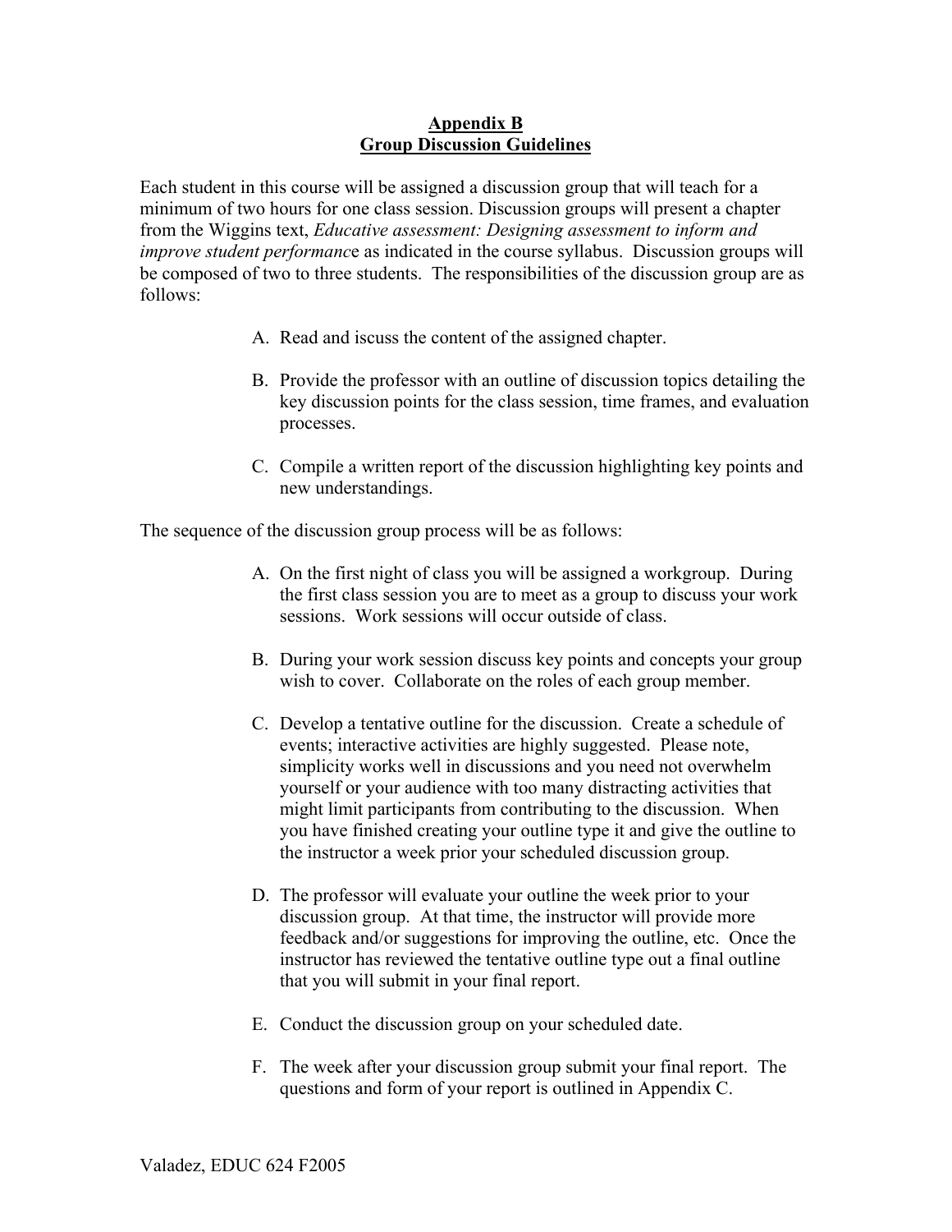**Appendix B**
**Group Discussion Guidelines**

Each student in this course will be assigned a discussion group that will teach for a minimum of two hours for one class session. Discussion groups will present a chapter from the Wiggins text, *Educative assessment: Designing assessment to inform and improve student performanc*e as indicated in the course syllabus. Discussion groups will be composed of two to three students. The responsibilities of the discussion group are as follows:

A. Read and iscuss the content of the assigned chapter.

B. Provide the professor with an outline of discussion topics detailing the key discussion points for the class session, time frames, and evaluation processes.

C. Compile a written report of the discussion highlighting key points and new understandings.

The sequence of the discussion group process will be as follows:

A. On the first night of class you will be assigned a workgroup. During the first class session you are to meet as a group to discuss your work sessions. Work sessions will occur outside of class.

B. During your work session discuss key points and concepts your group wish to cover. Collaborate on the roles of each group member.

C. Develop a tentative outline for the discussion. Create a schedule of events; interactive activities are highly suggested. Please note, simplicity works well in discussions and you need not overwhelm yourself or your audience with too many distracting activities that might limit participants from contributing to the discussion. When you have finished creating your outline type it and give the outline to the instructor a week prior your scheduled discussion group.

D. The professor will evaluate your outline the week prior to your discussion group. At that time, the instructor will provide more feedback and/or suggestions for improving the outline, etc. Once the instructor has reviewed the tentative outline type out a final outline that you will submit in your final report.

E. Conduct the discussion group on your scheduled date.

F. The week after your discussion group submit your final report. The questions and form of your report is outlined in Appendix C.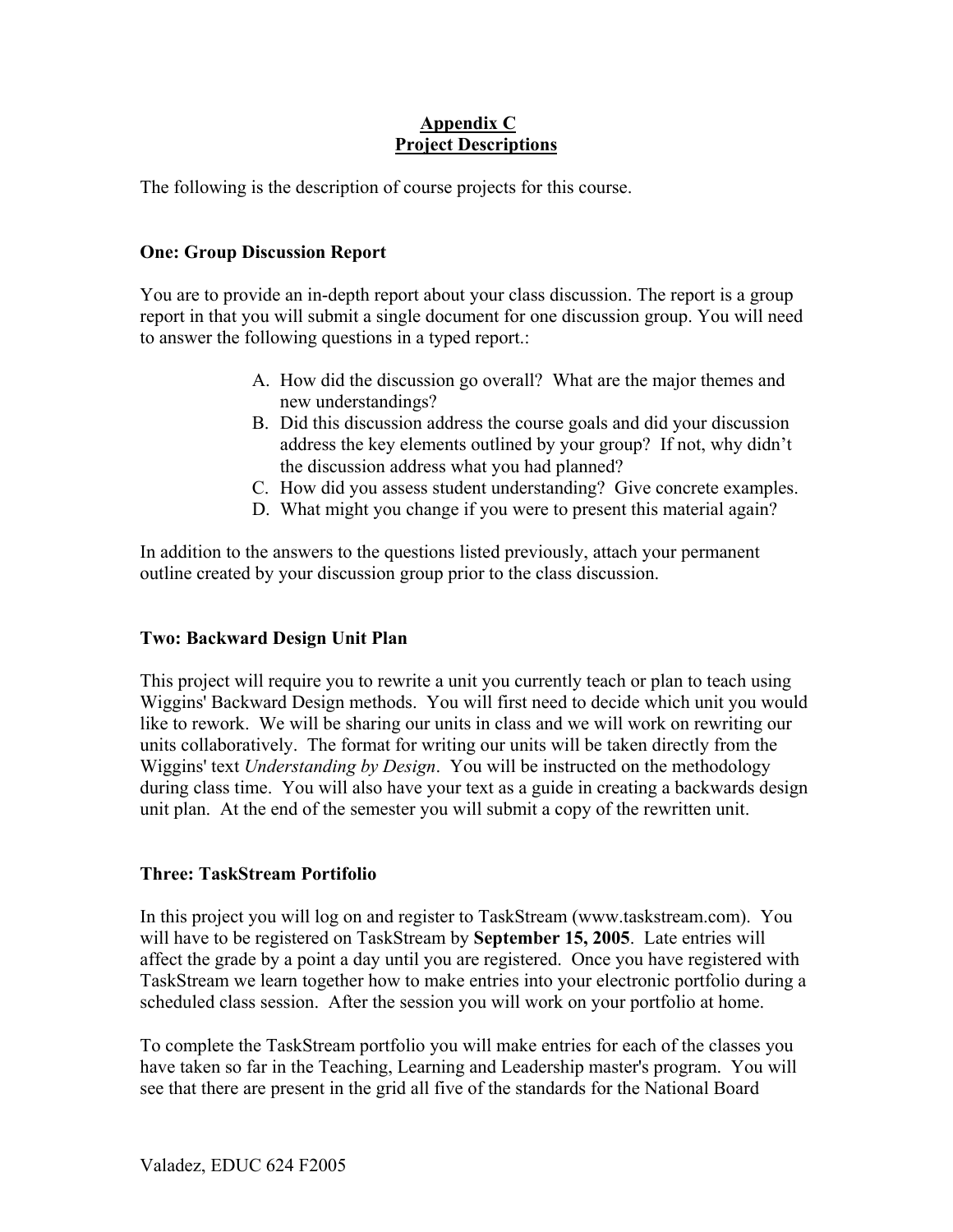## Appendix C
## Project Descriptions

The following is the description of course projects for this course.

### One: Group Discussion Report

You are to provide an in-depth report about your class discussion. The report is a group report in that you will submit a single document for one discussion group. You will need to answer the following questions in a typed report.:

A. How did the discussion go overall? What are the major themes and new understandings?
B. Did this discussion address the course goals and did your discussion address the key elements outlined by your group? If not, why didn't the discussion address what you had planned?
C. How did you assess student understanding? Give concrete examples.
D. What might you change if you were to present this material again?

In addition to the answers to the questions listed previously, attach your permanent outline created by your discussion group prior to the class discussion.

### Two: Backward Design Unit Plan

This project will require you to rewrite a unit you currently teach or plan to teach using Wiggins' Backward Design methods. You will first need to decide which unit you would like to rework. We will be sharing our units in class and we will work on rewriting our units collaboratively. The format for writing our units will be taken directly from the Wiggins' text *Understanding by Design*. You will be instructed on the methodology during class time. You will also have your text as a guide in creating a backwards design unit plan. At the end of the semester you will submit a copy of the rewritten unit.

### Three: TaskStream Portifolio

In this project you will log on and register to TaskStream (www.taskstream.com). You will have to be registered on TaskStream by **September 15, 2005**. Late entries will affect the grade by a point a day until you are registered. Once you have registered with TaskStream we learn together how to make entries into your electronic portfolio during a scheduled class session. After the session you will work on your portfolio at home.

To complete the TaskStream portfolio you will make entries for each of the classes you have taken so far in the Teaching, Learning and Leadership master's program. You will see that there are present in the grid all five of the standards for the National Board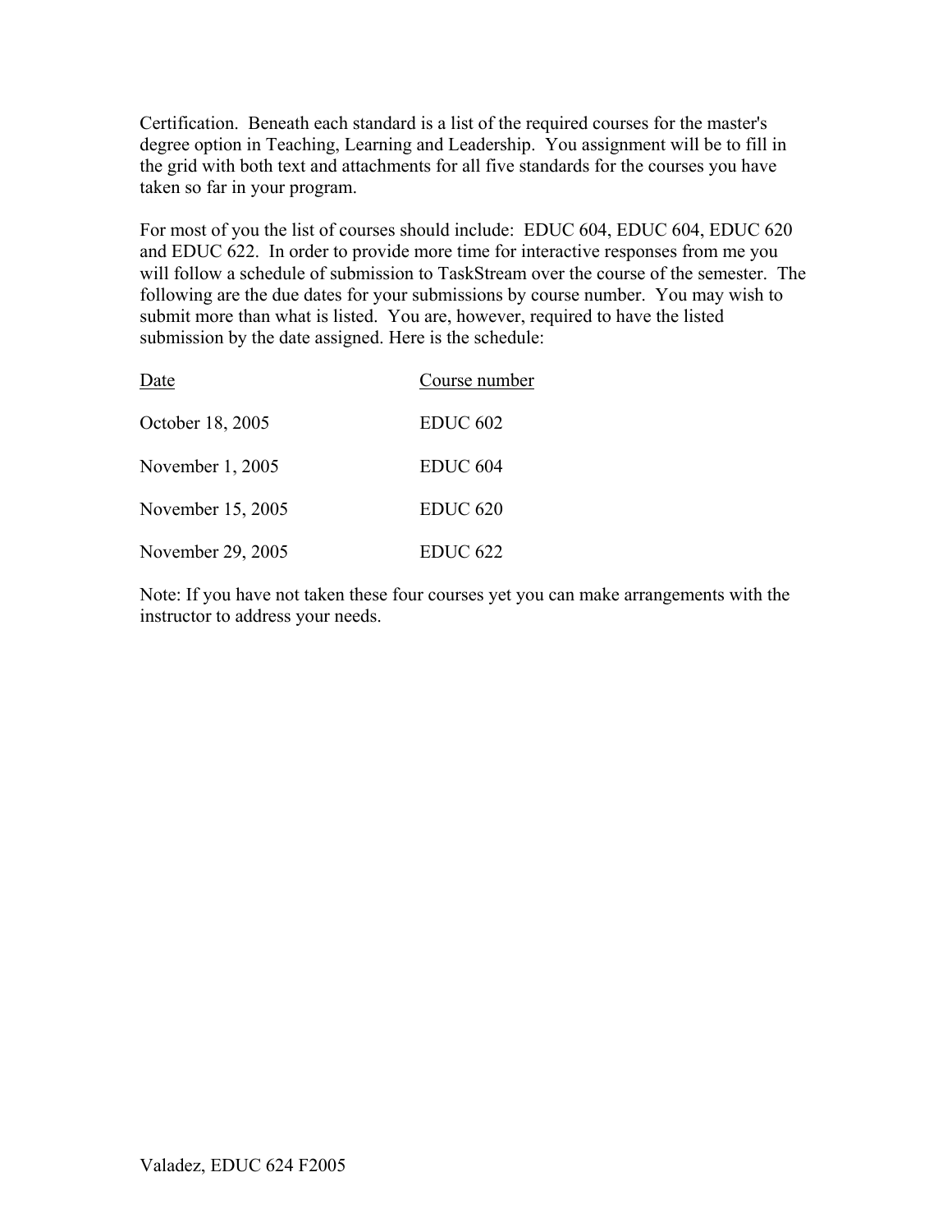Certification. Beneath each standard is a list of the required courses for the master's degree option in Teaching, Learning and Leadership. You assignment will be to fill in the grid with both text and attachments for all five standards for the courses you have taken so far in your program.

For most of you the list of courses should include: EDUC 604, EDUC 604, EDUC 620 and EDUC 622. In order to provide more time for interactive responses from me you will follow a schedule of submission to TaskStream over the course of the semester. The following are the due dates for your submissions by course number. You may wish to submit more than what is listed. You are, however, required to have the listed submission by the date assigned. Here is the schedule:

| Date | Course number |
|---|---|
| October 18, 2005 | EDUC 602 |
| November 1, 2005 | EDUC 604 |
| November 15, 2005 | EDUC 620 |
| November 29, 2005 | EDUC 622 |

Note: If you have not taken these four courses yet you can make arrangements with the instructor to address your needs.